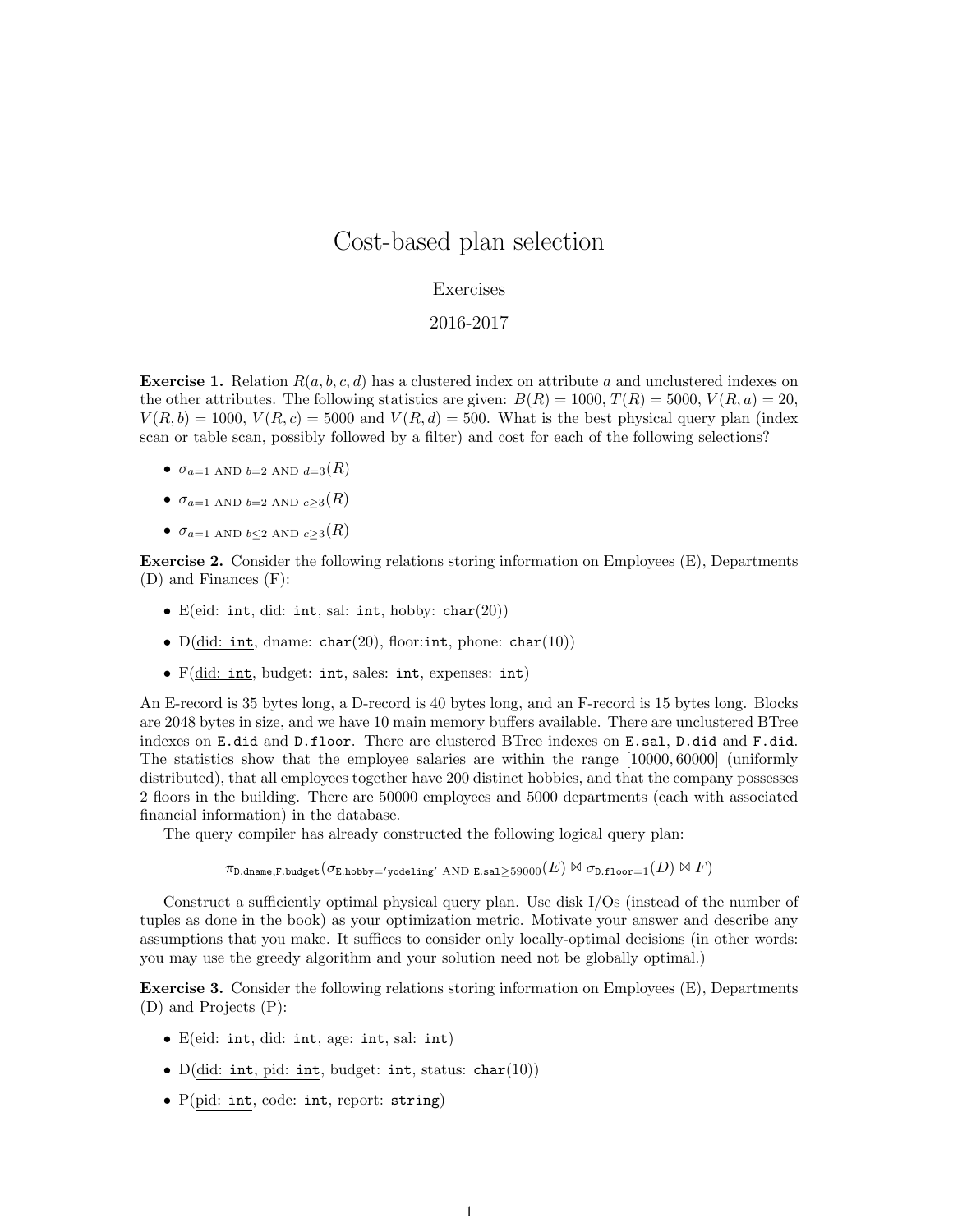# Cost-based plan selection

Exercises

2016-2017

**Exercise 1.** Relation $R(a, b, c, d)$ has a clustered index on attribute $a$ and unclustered indexes on the other attributes. The following statistics are given: $B(R) = 1000$, $T(R) = 5000$, $V(R, a) = 20$, $V(R, b) = 1000$, $V(R, c) = 5000$ and $V(R, d) = 500$. What is the best physical query plan (index scan or table scan, possibly followed by a filter) and cost for each of the following selections?

- $\sigma_{a=1 \text{ AND } b=2 \text{ AND } d=3}(R)$
- $\sigma_{a=1 \text{ AND } b=2 \text{ AND } c\geq 3}(R)$
- $\sigma_{a=1 \text{ AND } b\leq 2 \text{ AND } c\geq 3}(R)$

**Exercise 2.** Consider the following relations storing information on Employees (E), Departments (D) and Finances (F):

- E(<u>eid: `int`</u>, did: `int`, sal: `int`, hobby: `char`(20))
- D(<u>did: `int`</u>, dname: `char`(20), floor:`int`, phone: `char`(10))
- F(<u>did: `int`</u>, budget: `int`, sales: `int`, expenses: `int`)

An E-record is 35 bytes long, a D-record is 40 bytes long, and an F-record is 15 bytes long. Blocks are 2048 bytes in size, and we have 10 main memory buffers available. There are unclustered BTree indexes on `E.did` and `D.floor`. There are clustered BTree indexes on `E.sal`, `D.did` and `F.did`. The statistics show that the employee salaries are within the range $[10000, 60000]$ (uniformly distributed), that all employees together have 200 distinct hobbies, and that the company possesses 2 floors in the building. There are 50000 employees and 5000 departments (each with associated financial information) in the database.

The query compiler has already constructed the following logical query plan:

$$\pi_{\texttt{D.dname},\texttt{F.budget}}(\sigma_{\texttt{E.hobby}='\texttt{yodeling}' \text{ AND } \texttt{E.sal}\geq 59000}(E) \bowtie \sigma_{\texttt{D.floor}=1}(D) \bowtie F)$$

Construct a sufficiently optimal physical query plan. Use disk I/Os (instead of the number of tuples as done in the book) as your optimization metric. Motivate your answer and describe any assumptions that you make. It suffices to consider only locally-optimal decisions (in other words: you may use the greedy algorithm and your solution need not be globally optimal.)

**Exercise 3.** Consider the following relations storing information on Employees (E), Departments (D) and Projects (P):

- E(<u>eid: `int`</u>, did: `int`, age: `int`, sal: `int`)
- D(<u>did: `int`, pid: `int`</u>, budget: `int`, status: `char`(10))
- P(<u>pid: `int`</u>, code: `int`, report: `string`)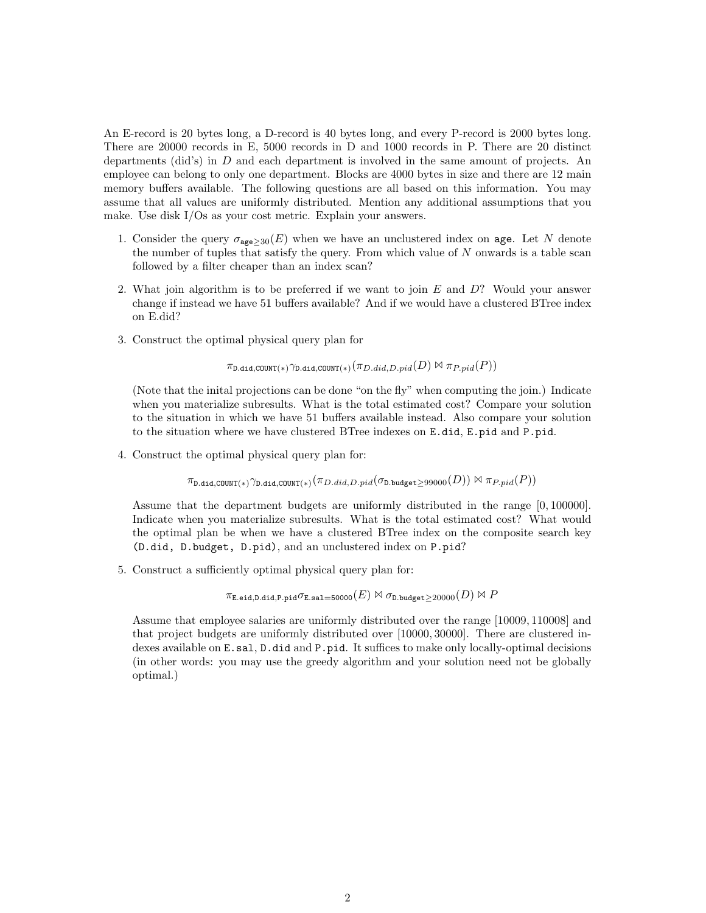An E-record is 20 bytes long, a D-record is 40 bytes long, and every P-record is 2000 bytes long. There are 20000 records in E, 5000 records in D and 1000 records in P. There are 20 distinct departments (did's) in $D$ and each department is involved in the same amount of projects. An employee can belong to only one department. Blocks are 4000 bytes in size and there are 12 main memory buffers available. The following questions are all based on this information. You may assume that all values are uniformly distributed. Mention any additional assumptions that you make. Use disk I/Os as your cost metric. Explain your answers.

1. Consider the query $\sigma_{\texttt{age} \geq 30}(E)$ when we have an unclustered index on `age`. Let $N$ denote the number of tuples that satisfy the query. From which value of $N$ onwards is a table scan followed by a filter cheaper than an index scan?

2. What join algorithm is to be preferred if we want to join $E$ and $D$? Would your answer change if instead we have 51 buffers available? And if we would have a clustered BTree index on E.did?

3. Construct the optimal physical query plan for

$$\pi_{\texttt{D.did,COUNT(*)}}\gamma_{\texttt{D.did,COUNT(*)}}(\pi_{D.did,D.pid}(D) \bowtie \pi_{P.pid}(P))$$

   (Note that the inital projections can be done "on the fly" when computing the join.) Indicate when you materialize subresults. What is the total estimated cost? Compare your solution to the situation in which we have 51 buffers available instead. Also compare your solution to the situation where we have clustered BTree indexes on `E.did`, `E.pid` and `P.pid`.

4. Construct the optimal physical query plan for:

$$\pi_{\texttt{D.did,COUNT(*)}}\gamma_{\texttt{D.did,COUNT(*)}}(\pi_{D.did,D.pid}(\sigma_{\texttt{D.budget} \geq 99000}(D)) \bowtie \pi_{P.pid}(P))$$

   Assume that the department budgets are uniformly distributed in the range $[0, 100000]$. Indicate when you materialize subresults. What is the total estimated cost? What would the optimal plan be when we have a clustered BTree index on the composite search key `(D.did, D.budget, D.pid)`, and an unclustered index on `P.pid`?

5. Construct a sufficiently optimal physical query plan for:

$$\pi_{\texttt{E.eid,D.did,P.pid}}\sigma_{\texttt{E.sal=50000}}(E) \bowtie \sigma_{\texttt{D.budget} \geq 20000}(D) \bowtie P$$

   Assume that employee salaries are uniformly distributed over the range $[10009, 110008]$ and that project budgets are uniformly distributed over $[10000, 30000]$. There are clustered indexes available on `E.sal`, `D.did` and `P.pid`. It suffices to make only locally-optimal decisions (in other words: you may use the greedy algorithm and your solution need not be globally optimal.)